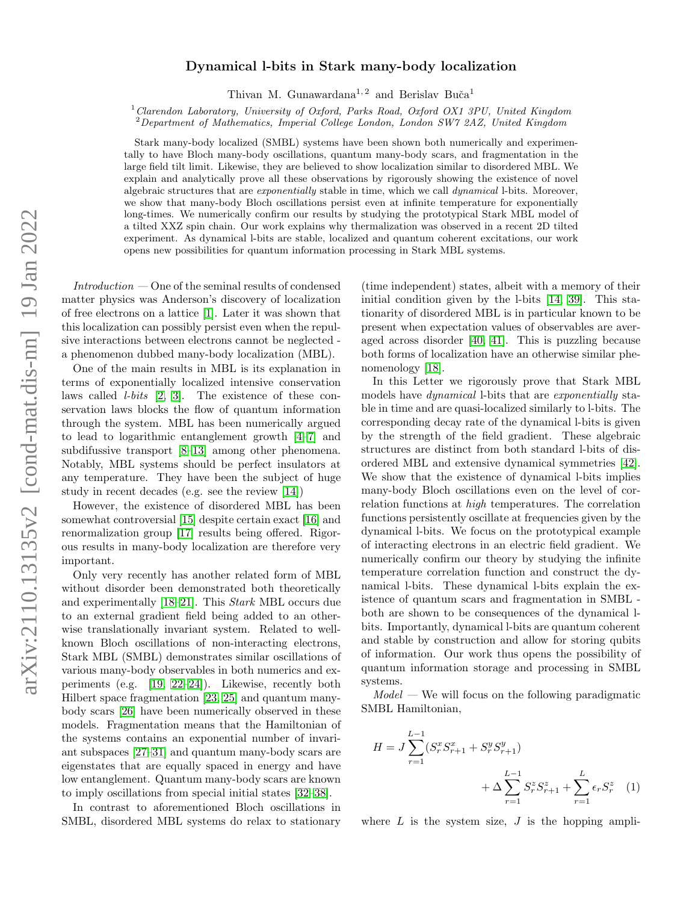# Dynamical l-bits in Stark many-body localization

Thivan M. Gunawardana[1,2] and Berislav Buča[1]

[1] *Clarendon Laboratory, University of Oxford, Parks Road, Oxford OX1 3PU, United Kingdom*
[2] *Department of Mathematics, Imperial College London, London SW7 2AZ, United Kingdom*

Stark many-body localized (SMBL) systems have been shown both numerically and experimentally to have Bloch many-body oscillations, quantum many-body scars, and fragmentation in the large field tilt limit. Likewise, they are believed to show localization similar to disordered MBL. We explain and analytically prove all these observations by rigorously showing the existence of novel algebraic structures that are *exponentially* stable in time, which we call *dynamical* l-bits. Moreover, we show that many-body Bloch oscillations persist even at infinite temperature for exponentially long-times. We numerically confirm our results by studying the prototypical Stark MBL model of a tilted XXZ spin chain. Our work explains why thermalization was observed in a recent 2D tilted experiment. As dynamical l-bits are stable, localized and quantum coherent excitations, our work opens new possibilities for quantum information processing in Stark MBL systems.

*Introduction* — One of the seminal results of condensed matter physics was Anderson's discovery of localization of free electrons on a lattice [1]. Later it was shown that this localization can possibly persist even when the repulsive interactions between electrons cannot be neglected - a phenomenon dubbed many-body localization (MBL).

One of the main results in MBL is its explanation in terms of exponentially localized intensive conservation laws called *l-bits* [2, 3]. The existence of these conservation laws blocks the flow of quantum information through the system. MBL has been numerically argued to lead to logarithmic entanglement growth [4–7] and subdifussive transport [8–13] among other phenomena. Notably, MBL systems should be perfect insulators at any temperature. They have been the subject of huge study in recent decades (e.g. see the review [14])

However, the existence of disordered MBL has been somewhat controversial [15] despite certain exact [16] and renormalization group [17] results being offered. Rigorous results in many-body localization are therefore very important.

Only very recently has another related form of MBL without disorder been demonstrated both theoretically and experimentally [18–21]. This *Stark* MBL occurs due to an external gradient field being added to an otherwise translationally invariant system. Related to well-known Bloch oscillations of non-interacting electrons, Stark MBL (SMBL) demonstrates similar oscillations of various many-body observables in both numerics and experiments (e.g. [19, 22–24]). Likewise, recently both Hilbert space fragmentation [23, 25] and quantum many-body scars [26] have been numerically observed in these models. Fragmentation means that the Hamiltonian of the systems contains an exponential number of invariant subspaces [27–31] and quantum many-body scars are eigenstates that are equally spaced in energy and have low entanglement. Quantum many-body scars are known to imply oscillations from special initial states [32–38].

In contrast to aforementioned Bloch oscillations in SMBL, disordered MBL systems do relax to stationary (time independent) states, albeit with a memory of their initial condition given by the l-bits [14, 39]. This stationarity of disordered MBL is in particular known to be present when expectation values of observables are averaged across disorder [40, 41]. This is puzzling because both forms of localization have an otherwise similar phenomenology [18].

In this Letter we rigorously prove that Stark MBL models have *dynamical* l-bits that are *exponentially* stable in time and are quasi-localized similarly to l-bits. The corresponding decay rate of the dynamical l-bits is given by the strength of the field gradient. These algebraic structures are distinct from both standard l-bits of disordered MBL and extensive dynamical symmetries [42]. We show that the existence of dynamical l-bits implies many-body Bloch oscillations even on the level of correlation functions at *high* temperatures. The correlation functions persistently oscillate at frequencies given by the dynamical l-bits. We focus on the prototypical example of interacting electrons in an electric field gradient. We numerically confirm our theory by studying the infinite temperature correlation function and construct the dynamical l-bits. These dynamical l-bits explain the existence of quantum scars and fragmentation in SMBL - both are shown to be consequences of the dynamical l-bits. Importantly, dynamical l-bits are quantum coherent and stable by construction and allow for storing qubits of information. Our work thus opens the possibility of quantum information storage and processing in SMBL systems.

*Model* — We will focus on the following paradigmatic SMBL Hamiltonian,

$$H = J\sum_{r=1}^{L-1}(S^x_r S^x_{r+1} + S^y_r S^y_{r+1}) + \Delta\sum_{r=1}^{L-1} S^z_r S^z_{r+1} + \sum_{r=1}^{L}\epsilon_r S^z_r \quad (1)$$

where $L$ is the system size, $J$ is the hopping ampli-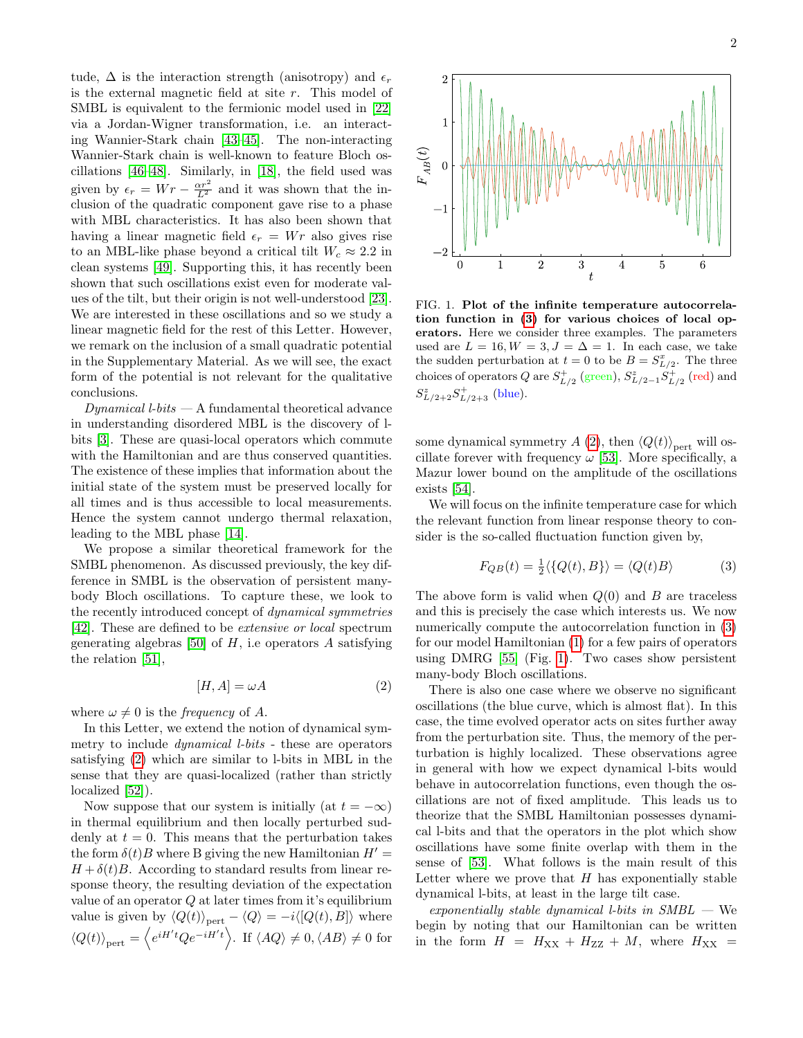tude, $\Delta$ is the interaction strength (anisotropy) and $\epsilon_r$ is the external magnetic field at site $r$. This model of SMBL is equivalent to the fermionic model used in [22] via a Jordan-Wigner transformation, i.e. an interacting Wannier-Stark chain [43–45]. The non-interacting Wannier-Stark chain is well-known to feature Bloch oscillations [46–48]. Similarly, in [18], the field used was given by $\epsilon_r = Wr - \frac{\alpha r^2}{L^2}$ and it was shown that the inclusion of the quadratic component gave rise to a phase with MBL characteristics. It has also been shown that having a linear magnetic field $\epsilon_r = Wr$ also gives rise to an MBL-like phase beyond a critical tilt $W_c \approx 2.2$ in clean systems [49]. Supporting this, it has recently been shown that such oscillations exist even for moderate values of the tilt, but their origin is not well-understood [23]. We are interested in these oscillations and so we study a linear magnetic field for the rest of this Letter. However, we remark on the inclusion of a small quadratic potential in the Supplementary Material. As we will see, the exact form of the potential is not relevant for the qualitative conclusions.

*Dynamical l-bits* — A fundamental theoretical advance in understanding disordered MBL is the discovery of l-bits [3]. These are quasi-local operators which commute with the Hamiltonian and are thus conserved quantities. The existence of these implies that information about the initial state of the system must be preserved locally for all times and is thus accessible to local measurements. Hence the system cannot undergo thermal relaxation, leading to the MBL phase [14].

We propose a similar theoretical framework for the SMBL phenomenon. As discussed previously, the key difference in SMBL is the observation of persistent many-body Bloch oscillations. To capture these, we look to the recently introduced concept of *dynamical symmetries* [42]. These are defined to be *extensive or local* spectrum generating algebras [50] of $H$, i.e operators $A$ satisfying the relation [51],

$$[H, A] = \omega A \tag{2}$$

where $\omega \neq 0$ is the *frequency* of $A$.

In this Letter, we extend the notion of dynamical symmetry to include *dynamical l-bits* - these are operators satisfying (2) which are similar to l-bits in MBL in the sense that they are quasi-localized (rather than strictly localized [52]).

Now suppose that our system is initially (at $t = -\infty$) in thermal equilibrium and then locally perturbed suddenly at $t = 0$. This means that the perturbation takes the form $\delta(t)B$ where B giving the new Hamiltonian $H' = H + \delta(t)B$. According to standard results from linear response theory, the resulting deviation of the expectation value of an operator $Q$ at later times from it's equilibrium value is given by $\langle Q(t)\rangle_{\text{pert}} - \langle Q\rangle = -i\langle[Q(t), B]\rangle$ where $\langle Q(t)\rangle_{\text{pert}} = \left\langle e^{iH't}Qe^{-iH't}\right\rangle$. If $\langle AQ\rangle \neq 0, \langle AB\rangle \neq 0$ for some dynamical symmetry $A$ (2), then $\langle Q(t)\rangle_{\text{pert}}$ will oscillate forever with frequency $\omega$ [53]. More specifically, a Mazur lower bound on the amplitude of the oscillations exists [54].

FIG. 1. **Plot of the infinite temperature autocorrelation function in (3) for various choices of local operators.** Here we consider three examples. The parameters used are $L = 16, W = 3, J = \Delta = 1$. In each case, we take the sudden perturbation at $t = 0$ to be $B = S^x_{L/2}$. The three choices of operators $Q$ are $S^+_{L/2}$ (green), $S^z_{L/2-1}S^+_{L/2}$ (red) and $S^z_{L/2+2}S^+_{L/2+3}$ (blue).

We will focus on the infinite temperature case for which the relevant function from linear response theory to consider is the so-called fluctuation function given by,

$$F_{QB}(t) = \tfrac{1}{2}\langle\{Q(t), B\}\rangle = \langle Q(t)B\rangle \tag{3}$$

The above form is valid when $Q(0)$ and $B$ are traceless and this is precisely the case which interests us. We now numerically compute the autocorrelation function in (3) for our model Hamiltonian (1) for a few pairs of operators using DMRG [55] (Fig. 1). Two cases show persistent many-body Bloch oscillations.

There is also one case where we observe no significant oscillations (the blue curve, which is almost flat). In this case, the time evolved operator acts on sites further away from the perturbation site. Thus, the memory of the perturbation is highly localized. These observations agree in general with how we expect dynamical l-bits would behave in autocorrelation functions, even though the oscillations are not of fixed amplitude. This leads us to theorize that the SMBL Hamiltonian possesses dynamical l-bits and that the operators in the plot which show oscillations have some finite overlap with them in the sense of [53]. What follows is the main result of this Letter where we prove that $H$ has exponentially stable dynamical l-bits, at least in the large tilt case.

*exponentially stable dynamical l-bits in SMBL* — We begin by noting that our Hamiltonian can be written in the form $H = H_{\text{XX}} + H_{\text{ZZ}} + M$, where $H_{\text{XX}} =$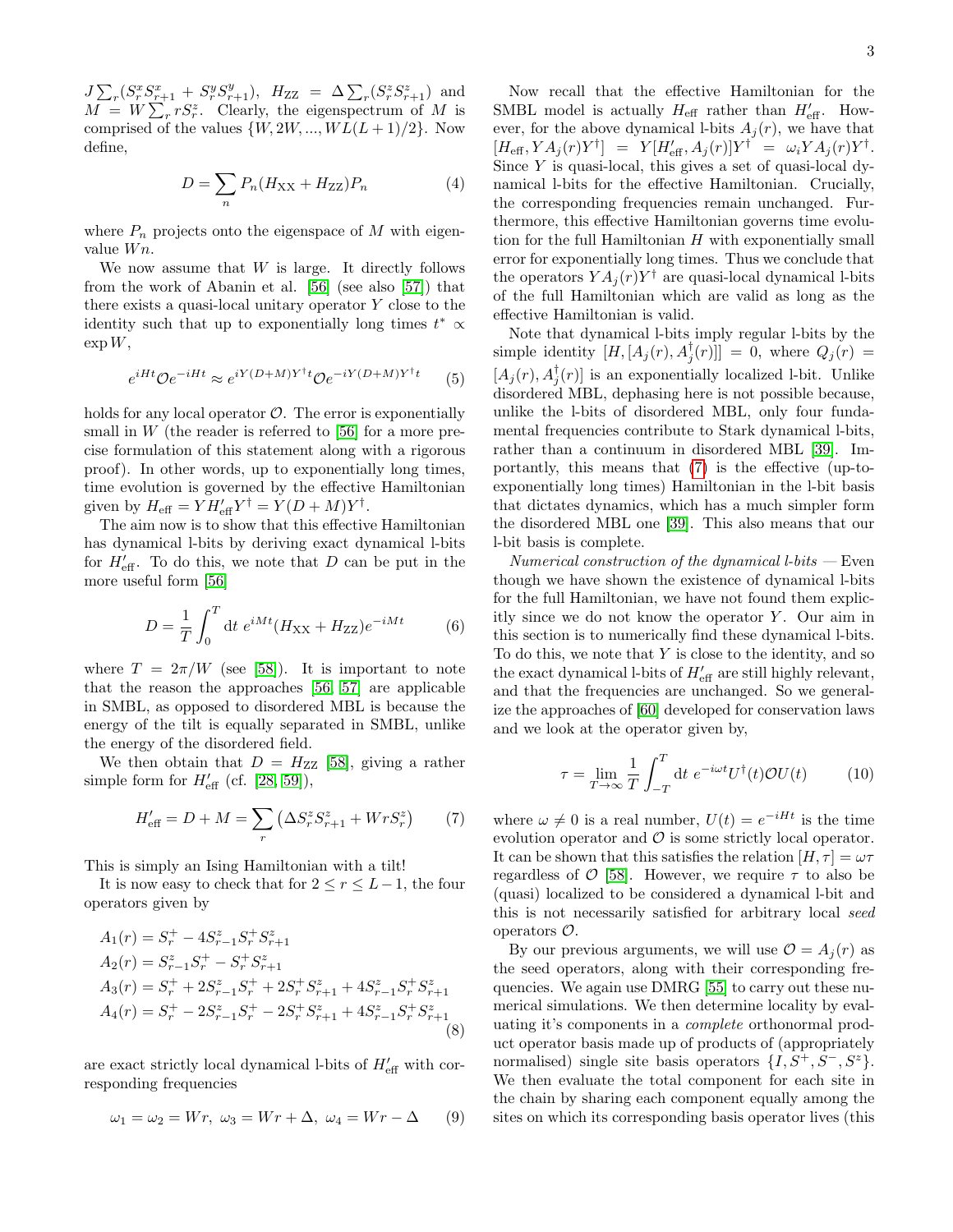$J\sum_r(S^x_r S^x_{r+1} + S^y_r S^y_{r+1})$, $H_{\rm ZZ} = \Delta\sum_r(S^z_r S^z_{r+1})$ and $M = W\sum_r rS^z_r$. Clearly, the eigenspectrum of $M$ is comprised of the values $\{W, 2W, ..., WL(L+1)/2\}$. Now define,

$$D = \sum_n P_n(H_{\rm XX} + H_{\rm ZZ})P_n \tag{4}$$

where $P_n$ projects onto the eigenspace of $M$ with eigenvalue $Wn$.

We now assume that $W$ is large. It directly follows from the work of Abanin et al. [56] (see also [57]) that there exists a quasi-local unitary operator $Y$ close to the identity such that up to exponentially long times $t^* \propto \exp W$,

$$e^{iHt}\mathcal{O}e^{-iHt} \approx e^{iY(D+M)Y^\dagger t}\mathcal{O}e^{-iY(D+M)Y^\dagger t} \tag{5}$$

holds for any local operator $\mathcal{O}$. The error is exponentially small in $W$ (the reader is referred to [56] for a more precise formulation of this statement along with a rigorous proof). In other words, up to exponentially long times, time evolution is governed by the effective Hamiltonian given by $H_{\rm eff} = YH'_{\rm eff}Y^\dagger = Y(D+M)Y^\dagger$.

The aim now is to show that this effective Hamiltonian has dynamical l-bits by deriving exact dynamical l-bits for $H'_{\rm eff}$. To do this, we note that $D$ can be put in the more useful form [56]

$$D = \frac{1}{T}\int_0^T {\rm d}t\ e^{iMt}(H_{\rm XX} + H_{\rm ZZ})e^{-iMt} \tag{6}$$

where $T = 2\pi/W$ (see [58]). It is important to note that the reason the approaches [56, 57] are applicable in SMBL, as opposed to disordered MBL is because the energy of the tilt is equally separated in SMBL, unlike the energy of the disordered field.

We then obtain that $D = H_{\rm ZZ}$ [58], giving a rather simple form for $H'_{\rm eff}$ (cf. [28, 59]),

$$H'_{\rm eff} = D + M = \sum_r \left(\Delta S^z_r S^z_{r+1} + WrS^z_r\right) \tag{7}$$

This is simply an Ising Hamiltonian with a tilt!

It is now easy to check that for $2 \le r \le L-1$, the four operators given by

$$\begin{aligned}
A_1(r) &= S^+_r - 4S^z_{r-1}S^+_r S^z_{r+1}\\
A_2(r) &= S^z_{r-1}S^+_r - S^+_r S^z_{r+1}\\
A_3(r) &= S^+_r + 2S^z_{r-1}S^+_r + 2S^+_r S^z_{r+1} + 4S^z_{r-1}S^+_r S^z_{r+1}\\
A_4(r) &= S^+_r - 2S^z_{r-1}S^+_r - 2S^+_r S^z_{r+1} + 4S^z_{r-1}S^+_r S^z_{r+1}
\end{aligned} \tag{8}$$

are exact strictly local dynamical l-bits of $H'_{\rm eff}$ with corresponding frequencies

$$\omega_1 = \omega_2 = Wr,\ \omega_3 = Wr + \Delta,\ \omega_4 = Wr - \Delta \tag{9}$$

Now recall that the effective Hamiltonian for the SMBL model is actually $H_{\rm eff}$ rather than $H'_{\rm eff}$. However, for the above dynamical l-bits $A_j(r)$, we have that $[H_{\rm eff}, YA_j(r)Y^\dagger] = Y[H'_{\rm eff}, A_j(r)]Y^\dagger = \omega_i YA_j(r)Y^\dagger$. Since $Y$ is quasi-local, this gives a set of quasi-local dynamical l-bits for the effective Hamiltonian. Crucially, the corresponding frequencies remain unchanged. Furthermore, this effective Hamiltonian governs time evolution for the full Hamiltonian $H$ with exponentially small error for exponentially long times. Thus we conclude that the operators $YA_j(r)Y^\dagger$ are quasi-local dynamical l-bits of the full Hamiltonian which are valid as long as the effective Hamiltonian is valid.

Note that dynamical l-bits imply regular l-bits by the simple identity $[H, [A_j(r), A^\dagger_j(r)]] = 0$, where $Q_j(r) = [A_j(r), A^\dagger_j(r)]$ is an exponentially localized l-bit. Unlike disordered MBL, dephasing here is not possible because, unlike the l-bits of disordered MBL, only four fundamental frequencies contribute to Stark dynamical l-bits, rather than a continuum in disordered MBL [39]. Importantly, this means that (7) is the effective (up-to-exponentially long times) Hamiltonian in the l-bit basis that dictates dynamics, which has a much simpler form the disordered MBL one [39]. This also means that our l-bit basis is complete.

*Numerical construction of the dynamical l-bits* — Even though we have shown the existence of dynamical l-bits for the full Hamiltonian, we have not found them explicitly since we do not know the operator $Y$. Our aim in this section is to numerically find these dynamical l-bits. To do this, we note that $Y$ is close to the identity, and so the exact dynamical l-bits of $H'_{\rm eff}$ are still highly relevant, and that the frequencies are unchanged. So we generalize the approaches of [60] developed for conservation laws and we look at the operator given by,

$$\tau = \lim_{T\to\infty}\frac{1}{T}\int_{-T}^{T} {\rm d}t\ e^{-i\omega t}U^\dagger(t)\mathcal{O}U(t) \tag{10}$$

where $\omega \neq 0$ is a real number, $U(t) = e^{-iHt}$ is the time evolution operator and $\mathcal{O}$ is some strictly local operator. It can be shown that this satisfies the relation $[H, \tau] = \omega\tau$ regardless of $\mathcal{O}$ [58]. However, we require $\tau$ to also be (quasi) localized to be considered a dynamical l-bit and this is not necessarily satisfied for arbitrary local *seed* operators $\mathcal{O}$.

By our previous arguments, we will use $\mathcal{O} = A_j(r)$ as the seed operators, along with their corresponding frequencies. We again use DMRG [55] to carry out these numerical simulations. We then determine locality by evaluating it's components in a *complete* orthonormal product operator basis made up of products of (appropriately normalised) single site basis operators $\{I, S^+, S^-, S^z\}$. We then evaluate the total component for each site in the chain by sharing each component equally among the sites on which its corresponding basis operator lives (this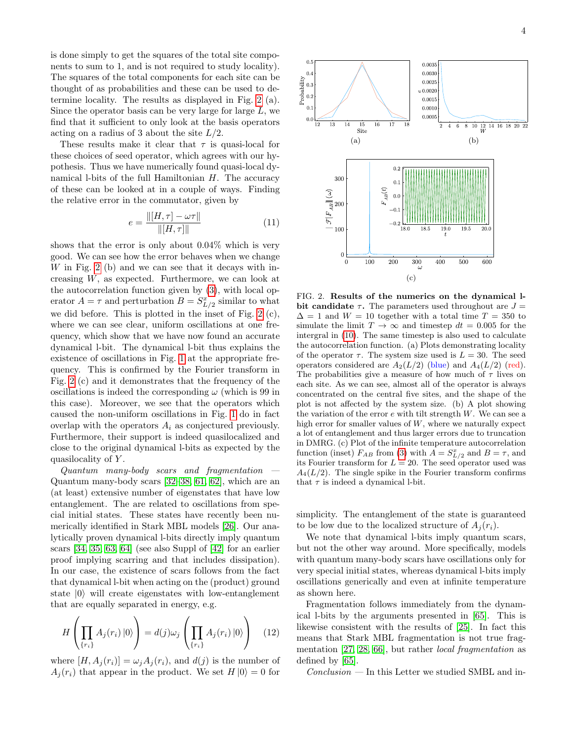is done simply to get the squares of the total site components to sum to 1, and is not required to study locality). The squares of the total components for each site can be thought of as probabilities and these can be used to determine locality. The results as displayed in Fig. 2 (a). Since the operator basis can be very large for large $L$, we find that it sufficient to only look at the basis operators acting on a radius of 3 about the site $L/2$.

These results make it clear that $\tau$ is quasi-local for these choices of seed operator, which agrees with our hypothesis. Thus we have numerically found quasi-local dynamical l-bits of the full Hamiltonian $H$. The accuracy of these can be looked at in a couple of ways. Finding the relative error in the commutator, given by

$$e = \frac{\|[H,\tau] - \omega\tau\|}{\|[H,\tau]\|} \tag{11}$$

shows that the error is only about 0.04% which is very good. We can see how the error behaves when we change $W$ in Fig. 2 (b) and we can see that it decays with increasing $W$, as expected. Furthermore, we can look at the autocorrelation function given by (3), with local operator $A = \tau$ and perturbation $B = S^x_{L/2}$ similar to what we did before. This is plotted in the inset of Fig. 2 (c), where we can see clear, uniform oscillations at one frequency, which show that we have now found an accurate dynamical l-bit. The dynamical l-bit thus explains the existence of oscillations in Fig. 1 at the appropriate frequency. This is confirmed by the Fourier transform in Fig. 2 (c) and it demonstrates that the frequency of the oscillations is indeed the corresponding $\omega$ (which is 99 in this case). Moreover, we see that the operators which caused the non-uniform oscillations in Fig. 1 do in fact overlap with the operators $A_i$ as conjectured previously. Furthermore, their support is indeed quasilocalized and close to the original dynamical l-bits as expected by the quasilocality of $Y$.

*Quantum many-body scars and fragmentation* — Quantum many-body scars [32, 38, 61, 62], which are an (at least) extensive number of eigenstates that have low entanglement. The are related to oscillations from special initial states. These states have recently been numerically identified in Stark MBL models [26]. Our analytically proven dynamical l-bits directly imply quantum scars [34, 35, 63, 64] (see also Suppl of [42] for an earlier proof implying scarring and that includes dissipation). In our case, the existence of scars follows from the fact that dynamical l-bit when acting on the (product) ground state $|0\rangle$ will create eigenstates with low-entanglement that are equally separated in energy, e.g.

$$H\left(\prod_{\{r_i\}} A_j(r_i)\,|0\rangle\right) = d(j)\omega_j\left(\prod_{\{r_i\}} A_j(r_i)\,|0\rangle\right) \tag{12}$$

where $[H, A_j(r_i)] = \omega_j A_j(r_i)$, and $d(j)$ is the number of $A_j(r_i)$ that appear in the product. We set $H|0\rangle = 0$ for simplicity. The entanglement of the state is guaranteed to be low due to the localized structure of $A_j(r_i)$.

FIG. 2. **Results of the numerics on the dynamical l-bit candidate $\tau$.** The parameters used throughout are $J = \Delta = 1$ and $W = 10$ together with a total time $T = 350$ to simulate the limit $T \to \infty$ and timestep $dt = 0.005$ for the intergral in (10). The same timestep is also used to calculate the autocorrelation function. (a) Plots demonstrating locality of the operator $\tau$. The system size used is $L = 30$. The seed operators considered are $A_2(L/2)$ (blue) and $A_4(L/2)$ (red). The probabilities give a measure of how much of $\tau$ lives on each site. As we can see, almost all of the operator is always concentrated on the central five sites, and the shape of the plot is not affected by the system size. (b) A plot showing the variation of the error $e$ with tilt strength $W$. We can see a high error for smaller values of $W$, where we naturally expect a lot of entanglement and thus larger errors due to truncation in DMRG. (c) Plot of the infinite temperature autocorrelation function (inset) $F_{AB}$ from (3) with $A = S^x_{L/2}$ and $B = \tau$, and its Fourier transform for $L = 20$. The seed operator used was $A_4(L/2)$. The single spike in the Fourier transform confirms that $\tau$ is indeed a dynamical l-bit.

We note that dynamical l-bits imply quantum scars, but not the other way around. More specifically, models with quantum many-body scars have oscillations only for very special initial states, whereas dynamical l-bits imply oscillations generically and even at infinite temperature as shown here.

Fragmentation follows immediately from the dynamical l-bits by the arguments presented in [65]. This is likewise consistent with the results of [25]. In fact this means that Stark MBL fragmentation is not true fragmentation [27, 28, 66], but rather *local fragmentation* as defined by [65].

*Conclusion* — In this Letter we studied SMBL and in-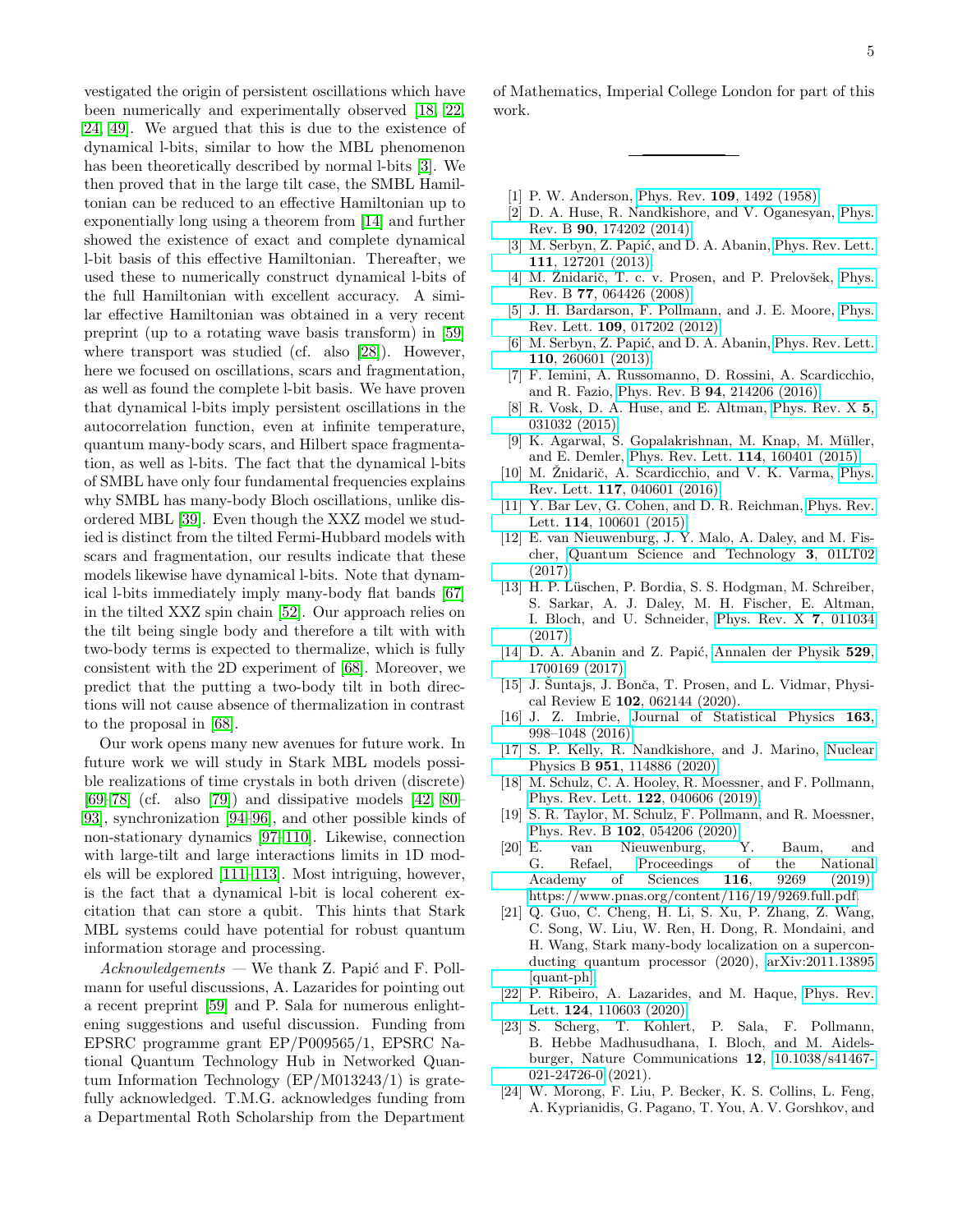vestigated the origin of persistent oscillations which have been numerically and experimentally observed [18, 22, 24, 49]. We argued that this is due to the existence of dynamical l-bits, similar to how the MBL phenomenon has been theoretically described by normal l-bits [3]. We then proved that in the large tilt case, the SMBL Hamiltonian can be reduced to an effective Hamiltonian up to exponentially long using a theorem from [14] and further showed the existence of exact and complete dynamical l-bit basis of this effective Hamiltonian. Thereafter, we used these to numerically construct dynamical l-bits of the full Hamiltonian with excellent accuracy. A similar effective Hamiltonian was obtained in a very recent preprint (up to a rotating wave basis transform) in [59] where transport was studied (cf. also [28]). However, here we focused on oscillations, scars and fragmentation, as well as found the complete l-bit basis. We have proven that dynamical l-bits imply persistent oscillations in the autocorrelation function, even at infinite temperature, quantum many-body scars, and Hilbert space fragmentation, as well as l-bits. The fact that the dynamical l-bits of SMBL have only four fundamental frequencies explains why SMBL has many-body Bloch oscillations, unlike disordered MBL [39]. Even though the XXZ model we studied is distinct from the tilted Fermi-Hubbard models with scars and fragmentation, our results indicate that these models likewise have dynamical l-bits. Note that dynamical l-bits immediately imply many-body flat bands [67] in the tilted XXZ spin chain [52]. Our approach relies on the tilt being single body and therefore a tilt with with two-body terms is expected to thermalize, which is fully consistent with the 2D experiment of [68]. Moreover, we predict that the putting a two-body tilt in both directions will not cause absence of thermalization in contrast to the proposal in [68].

Our work opens many new avenues for future work. In future work we will study in Stark MBL models possible realizations of time crystals in both driven (discrete) [69–78] (cf. also [79]) and dissipative models [42, 80–93], synchronization [94–96], and other possible kinds of non-stationary dynamics [97–110]. Likewise, connection with large-tilt and large interactions limits in 1D models will be explored [111–113]. Most intriguing, however, is the fact that a dynamical l-bit is local coherent excitation that can store a qubit. This hints that Stark MBL systems could have potential for robust quantum information storage and processing.

*Acknowledgements* — We thank Z. Papić and F. Pollmann for useful discussions, A. Lazarides for pointing out a recent preprint [59] and P. Sala for numerous enlightening suggestions and useful discussion. Funding from EPSRC programme grant EP/P009565/1, EPSRC National Quantum Technology Hub in Networked Quantum Information Technology (EP/M013243/1) is gratefully acknowledged. T.M.G. acknowledges funding from a Departmental Roth Scholarship from the Department of Mathematics, Imperial College London for part of this work.

---

[1] P. W. Anderson, Phys. Rev. **109**, 1492 (1958).
[2] D. A. Huse, R. Nandkishore, and V. Oganesyan, Phys. Rev. B **90**, 174202 (2014).
[3] M. Serbyn, Z. Papić, and D. A. Abanin, Phys. Rev. Lett. **111**, 127201 (2013).
[4] M. Žnidarič, T. c. v. Prosen, and P. Prelovšek, Phys. Rev. B **77**, 064426 (2008).
[5] J. H. Bardarson, F. Pollmann, and J. E. Moore, Phys. Rev. Lett. **109**, 017202 (2012).
[6] M. Serbyn, Z. Papić, and D. A. Abanin, Phys. Rev. Lett. **110**, 260601 (2013).
[7] F. Iemini, A. Russomanno, D. Rossini, A. Scardicchio, and R. Fazio, Phys. Rev. B **94**, 214206 (2016).
[8] R. Vosk, D. A. Huse, and E. Altman, Phys. Rev. X **5**, 031032 (2015).
[9] K. Agarwal, S. Gopalakrishnan, M. Knap, M. Müller, and E. Demler, Phys. Rev. Lett. **114**, 160401 (2015).
[10] M. Žnidarič, A. Scardicchio, and V. K. Varma, Phys. Rev. Lett. **117**, 040601 (2016).
[11] Y. Bar Lev, G. Cohen, and D. R. Reichman, Phys. Rev. Lett. **114**, 100601 (2015).
[12] E. van Nieuwenburg, J. Y. Malo, A. Daley, and M. Fischer, Quantum Science and Technology **3**, 01LT02 (2017).
[13] H. P. Lüschen, P. Bordia, S. S. Hodgman, M. Schreiber, S. Sarkar, A. J. Daley, M. H. Fischer, E. Altman, I. Bloch, and U. Schneider, Phys. Rev. X **7**, 011034 (2017).
[14] D. A. Abanin and Z. Papić, Annalen der Physik **529**, 1700169 (2017).
[15] J. Šuntajs, J. Bonča, T. Prosen, and L. Vidmar, Physical Review E **102**, 062144 (2020).
[16] J. Z. Imbrie, Journal of Statistical Physics **163**, 998–1048 (2016).
[17] S. P. Kelly, R. Nandkishore, and J. Marino, Nuclear Physics B **951**, 114886 (2020).
[18] M. Schulz, C. A. Hooley, R. Moessner, and F. Pollmann, Phys. Rev. Lett. **122**, 040606 (2019).
[19] S. R. Taylor, M. Schulz, F. Pollmann, and R. Moessner, Phys. Rev. B **102**, 054206 (2020).
[20] E. van Nieuwenburg, Y. Baum, and G. Refael, Proceedings of the National Academy of Sciences **116**, 9269 (2019), https://www.pnas.org/content/116/19/9269.full.pdf.
[21] Q. Guo, C. Cheng, H. Li, S. Xu, P. Zhang, Z. Wang, C. Song, W. Liu, W. Ren, H. Dong, R. Mondaini, and H. Wang, Stark many-body localization on a superconducting quantum processor (2020), arXiv:2011.13895 [quant-ph].
[22] P. Ribeiro, A. Lazarides, and M. Haque, Phys. Rev. Lett. **124**, 110603 (2020).
[23] S. Scherg, T. Kohlert, P. Sala, F. Pollmann, B. Hebbe Madhusudhana, I. Bloch, and M. Aidelsburger, Nature Communications **12**, 10.1038/s41467-021-24726-0 (2021).
[24] W. Morong, F. Liu, P. Becker, K. S. Collins, L. Feng, A. Kyprianidis, G. Pagano, T. You, A. V. Gorshkov, and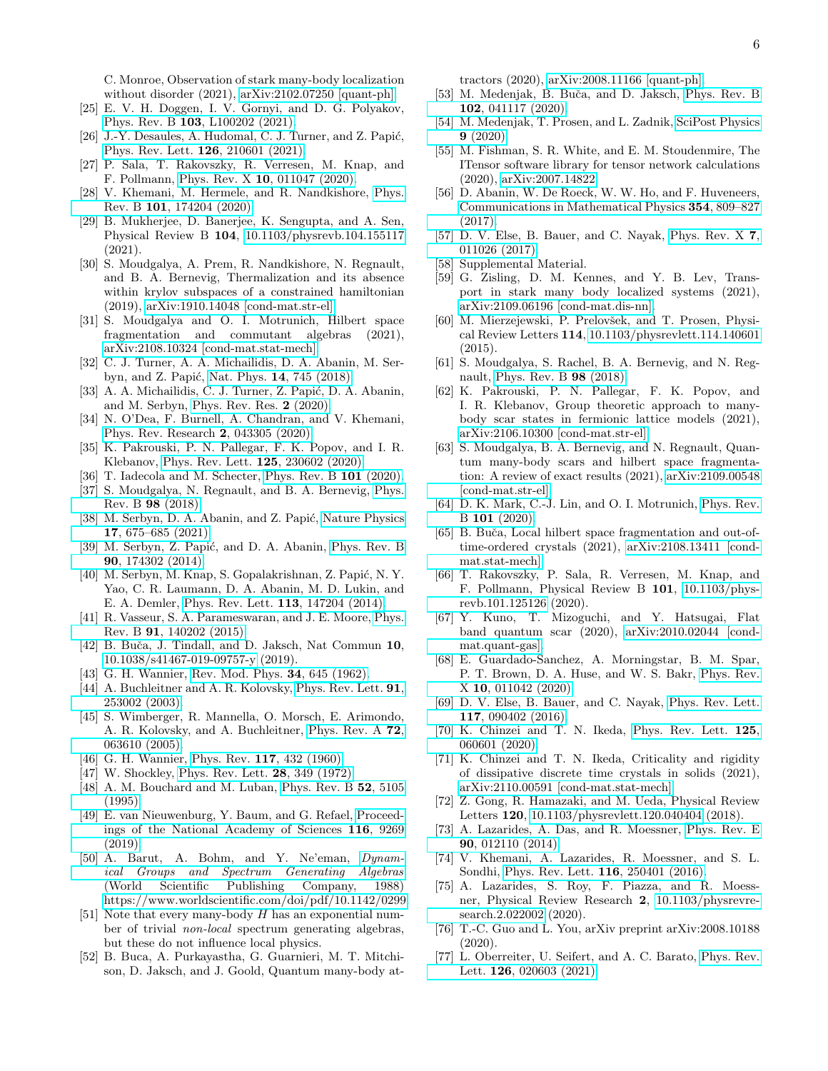C. Monroe, Observation of stark many-body localization without disorder (2021), arXiv:2102.07250 [quant-ph].

[25] E. V. H. Doggen, I. V. Gornyi, and D. G. Polyakov, Phys. Rev. B **103**, L100202 (2021).

[26] J.-Y. Desaules, A. Hudomal, C. J. Turner, and Z. Papić, Phys. Rev. Lett. **126**, 210601 (2021).

[27] P. Sala, T. Rakovszky, R. Verresen, M. Knap, and F. Pollmann, Phys. Rev. X **10**, 011047 (2020).

[28] V. Khemani, M. Hermele, and R. Nandkishore, Phys. Rev. B **101**, 174204 (2020).

[29] B. Mukherjee, D. Banerjee, K. Sengupta, and A. Sen, Physical Review B **104**, 10.1103/physrevb.104.155117 (2021).

[30] S. Moudgalya, A. Prem, R. Nandkishore, N. Regnault, and B. A. Bernevig, Thermalization and its absence within krylov subspaces of a constrained hamiltonian (2019), arXiv:1910.14048 [cond-mat.str-el].

[31] S. Moudgalya and O. I. Motrunich, Hilbert space fragmentation and commutant algebras (2021), arXiv:2108.10324 [cond-mat.stat-mech].

[32] C. J. Turner, A. A. Michailidis, D. A. Abanin, M. Serbyn, and Z. Papić, Nat. Phys. **14**, 745 (2018).

[33] A. A. Michailidis, C. J. Turner, Z. Papić, D. A. Abanin, and M. Serbyn, Phys. Rev. Res. **2** (2020).

[34] N. O'Dea, F. Burnell, A. Chandran, and V. Khemani, Phys. Rev. Research **2**, 043305 (2020).

[35] K. Pakrouski, P. N. Pallegar, F. K. Popov, and I. R. Klebanov, Phys. Rev. Lett. **125**, 230602 (2020).

[36] T. Iadecola and M. Schecter, Phys. Rev. B **101** (2020).

[37] S. Moudgalya, N. Regnault, and B. A. Bernevig, Phys. Rev. B **98** (2018).

[38] M. Serbyn, D. A. Abanin, and Z. Papić, Nature Physics **17**, 675–685 (2021).

[39] M. Serbyn, Z. Papić, and D. A. Abanin, Phys. Rev. B **90**, 174302 (2014).

[40] M. Serbyn, M. Knap, S. Gopalakrishnan, Z. Papić, N. Y. Yao, C. R. Laumann, D. A. Abanin, M. D. Lukin, and E. A. Demler, Phys. Rev. Lett. **113**, 147204 (2014).

[41] R. Vasseur, S. A. Parameswaran, and J. E. Moore, Phys. Rev. B **91**, 140202 (2015).

[42] B. Buča, J. Tindall, and D. Jaksch, Nat Commun **10**, 10.1038/s41467-019-09757-y (2019).

[43] G. H. Wannier, Rev. Mod. Phys. **34**, 645 (1962).

[44] A. Buchleitner and A. R. Kolovsky, Phys. Rev. Lett. **91**, 253002 (2003).

[45] S. Wimberger, R. Mannella, O. Morsch, E. Arimondo, A. R. Kolovsky, and A. Buchleitner, Phys. Rev. A **72**, 063610 (2005).

[46] G. H. Wannier, Phys. Rev. **117**, 432 (1960).

[47] W. Shockley, Phys. Rev. Lett. **28**, 349 (1972).

[48] A. M. Bouchard and M. Luban, Phys. Rev. B **52**, 5105 (1995).

[49] E. van Nieuwenburg, Y. Baum, and G. Refael, Proceedings of the National Academy of Sciences **116**, 9269 (2019).

[50] A. Barut, A. Bohm, and Y. Ne'eman, *Dynamical Groups and Spectrum Generating Algebras* (World Scientific Publishing Company, 1988) https://www.worldscientific.com/doi/pdf/10.1142/0299.

[51] Note that every many-body $H$ has an exponential number of trivial *non-local* spectrum generating algebras, but these do not influence local physics.

[52] B. Buca, A. Purkayastha, G. Guarnieri, M. T. Mitchison, D. Jaksch, and J. Goold, Quantum many-body attractors (2020), arXiv:2008.11166 [quant-ph].

[53] M. Medenjak, B. Buča, and D. Jaksch, Phys. Rev. B **102**, 041117 (2020).

[54] M. Medenjak, T. Prosen, and L. Zadnik, SciPost Physics **9** (2020).

[55] M. Fishman, S. R. White, and E. M. Stoudenmire, The ITensor software library for tensor network calculations (2020), arXiv:2007.14822.

[56] D. Abanin, W. De Roeck, W. W. Ho, and F. Huveneers, Communications in Mathematical Physics **354**, 809–827 (2017).

[57] D. V. Else, B. Bauer, and C. Nayak, Phys. Rev. X **7**, 011026 (2017).

[58] Supplemental Material.

[59] G. Zisling, D. M. Kennes, and Y. B. Lev, Transport in stark many body localized systems (2021), arXiv:2109.06196 [cond-mat.dis-nn].

[60] M. Mierzejewski, P. Prelovšek, and T. Prosen, Physical Review Letters **114**, 10.1103/physrevlett.114.140601 (2015).

[61] S. Moudgalya, S. Rachel, B. A. Bernevig, and N. Regnault, Phys. Rev. B **98** (2018).

[62] K. Pakrouski, P. N. Pallegar, F. K. Popov, and I. R. Klebanov, Group theoretic approach to many-body scar states in fermionic lattice models (2021), arXiv:2106.10300 [cond-mat.str-el].

[63] S. Moudgalya, B. A. Bernevig, and N. Regnault, Quantum many-body scars and hilbert space fragmentation: A review of exact results (2021), arXiv:2109.00548 [cond-mat.str-el].

[64] D. K. Mark, C.-J. Lin, and O. I. Motrunich, Phys. Rev. B **101** (2020).

[65] B. Buča, Local hilbert space fragmentation and out-of-time-ordered crystals (2021), arXiv:2108.13411 [cond-mat.stat-mech].

[66] T. Rakovszky, P. Sala, R. Verresen, M. Knap, and F. Pollmann, Physical Review B **101**, 10.1103/physrevb.101.125126 (2020).

[67] Y. Kuno, T. Mizoguchi, and Y. Hatsugai, Flat band quantum scar (2020), arXiv:2010.02044 [cond-mat.quant-gas].

[68] E. Guardado-Sanchez, A. Morningstar, B. M. Spar, P. T. Brown, D. A. Huse, and W. S. Bakr, Phys. Rev. X **10**, 011042 (2020).

[69] D. V. Else, B. Bauer, and C. Nayak, Phys. Rev. Lett. **117**, 090402 (2016).

[70] K. Chinzei and T. N. Ikeda, Phys. Rev. Lett. **125**, 060601 (2020).

[71] K. Chinzei and T. N. Ikeda, Criticality and rigidity of dissipative discrete time crystals in solids (2021), arXiv:2110.00591 [cond-mat.stat-mech].

[72] Z. Gong, R. Hamazaki, and M. Ueda, Physical Review Letters **120**, 10.1103/physrevlett.120.040404 (2018).

[73] A. Lazarides, A. Das, and R. Moessner, Phys. Rev. E **90**, 012110 (2014).

[74] V. Khemani, A. Lazarides, R. Moessner, and S. L. Sondhi, Phys. Rev. Lett. **116**, 250401 (2016).

[75] A. Lazarides, S. Roy, F. Piazza, and R. Moessner, Physical Review Research **2**, 10.1103/physrevresearch.2.022002 (2020).

[76] T.-C. Guo and L. You, arXiv preprint arXiv:2008.10188 (2020).

[77] L. Oberreiter, U. Seifert, and A. C. Barato, Phys. Rev. Lett. **126**, 020603 (2021).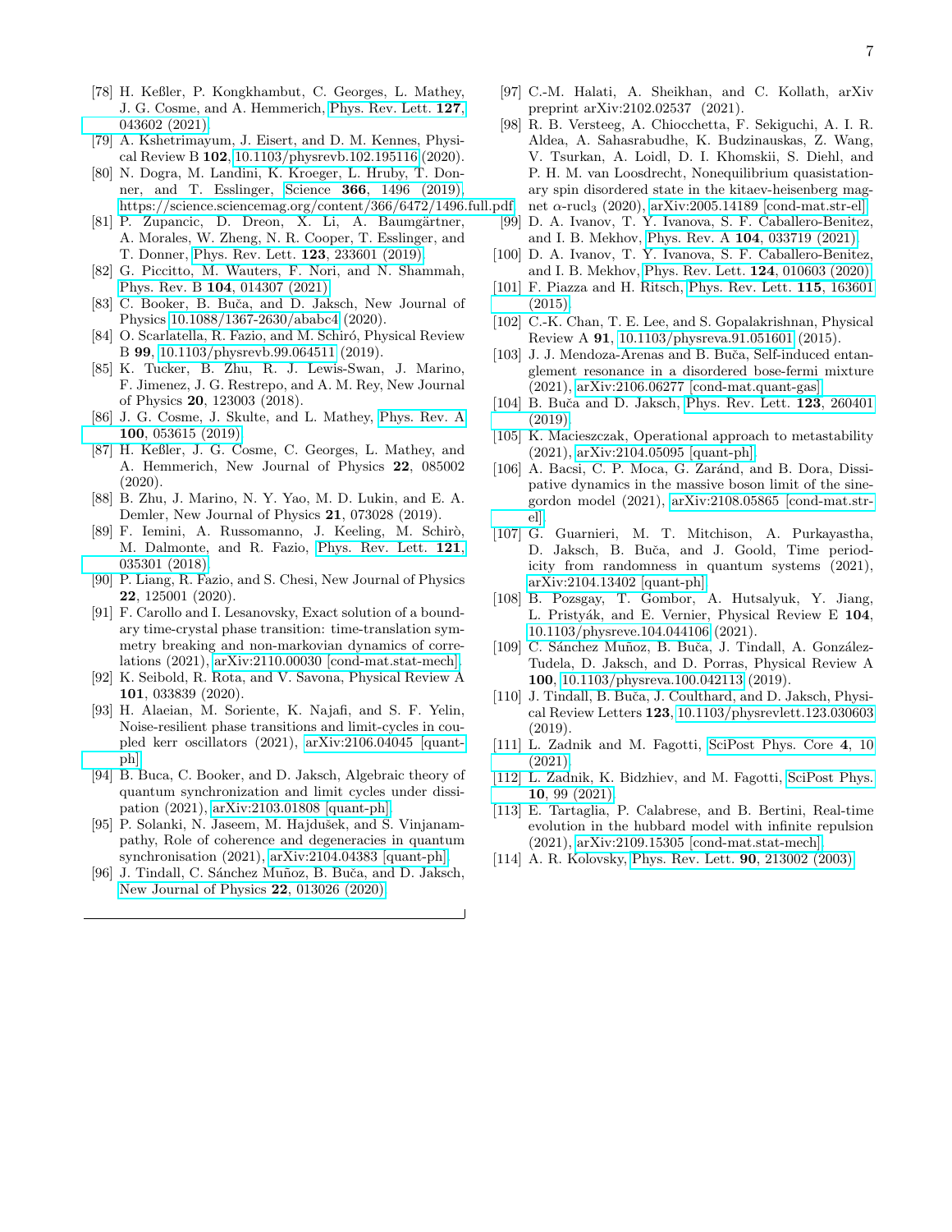[78] H. Keßler, P. Kongkhambut, C. Georges, L. Mathey, J. G. Cosme, and A. Hemmerich, Phys. Rev. Lett. **127**, 043602 (2021).

[79] A. Kshetrimayum, J. Eisert, and D. M. Kennes, Physical Review B **102**, 10.1103/physrevb.102.195116 (2020).

[80] N. Dogra, M. Landini, K. Kroeger, L. Hruby, T. Donner, and T. Esslinger, Science **366**, 1496 (2019), https://science.sciencemag.org/content/366/6472/1496.full.pdf.

[81] P. Zupancic, D. Dreon, X. Li, A. Baumgärtner, A. Morales, W. Zheng, N. R. Cooper, T. Esslinger, and T. Donner, Phys. Rev. Lett. **123**, 233601 (2019).

[82] G. Piccitto, M. Wauters, F. Nori, and N. Shammah, Phys. Rev. B **104**, 014307 (2021).

[83] C. Booker, B. Buča, and D. Jaksch, New Journal of Physics 10.1088/1367-2630/ababc4 (2020).

[84] O. Scarlatella, R. Fazio, and M. Schiró, Physical Review B **99**, 10.1103/physrevb.99.064511 (2019).

[85] K. Tucker, B. Zhu, R. J. Lewis-Swan, J. Marino, F. Jimenez, J. G. Restrepo, and A. M. Rey, New Journal of Physics **20**, 123003 (2018).

[86] J. G. Cosme, J. Skulte, and L. Mathey, Phys. Rev. A **100**, 053615 (2019).

[87] H. Keßler, J. G. Cosme, C. Georges, L. Mathey, and A. Hemmerich, New Journal of Physics **22**, 085002 (2020).

[88] B. Zhu, J. Marino, N. Y. Yao, M. D. Lukin, and E. A. Demler, New Journal of Physics **21**, 073028 (2019).

[89] F. Iemini, A. Russomanno, J. Keeling, M. Schirò, M. Dalmonte, and R. Fazio, Phys. Rev. Lett. **121**, 035301 (2018).

[90] P. Liang, R. Fazio, and S. Chesi, New Journal of Physics **22**, 125001 (2020).

[91] F. Carollo and I. Lesanovsky, Exact solution of a boundary time-crystal phase transition: time-translation symmetry breaking and non-markovian dynamics of correlations (2021), arXiv:2110.00030 [cond-mat.stat-mech].

[92] K. Seibold, R. Rota, and V. Savona, Physical Review A **101**, 033839 (2020).

[93] H. Alaeian, M. Soriente, K. Najafi, and S. F. Yelin, Noise-resilient phase transitions and limit-cycles in coupled kerr oscillators (2021), arXiv:2106.04045 [quant-ph].

[94] B. Buca, C. Booker, and D. Jaksch, Algebraic theory of quantum synchronization and limit cycles under dissipation (2021), arXiv:2103.01808 [quant-ph].

[95] P. Solanki, N. Jaseem, M. Hajdušek, and S. Vinjanampathy, Role of coherence and degeneracies in quantum synchronisation (2021), arXiv:2104.04383 [quant-ph].

[96] J. Tindall, C. Sánchez Muñoz, B. Buča, and D. Jaksch, New Journal of Physics **22**, 013026 (2020).

[97] C.-M. Halati, A. Sheikhan, and C. Kollath, arXiv preprint arXiv:2102.02537 (2021).

[98] R. B. Versteeg, A. Chiocchetta, F. Sekiguchi, A. I. R. Aldea, A. Sahasrabudhe, K. Budzinauskas, Z. Wang, V. Tsurkan, A. Loidl, D. I. Khomskii, S. Diehl, and P. H. M. van Loosdrecht, Nonequilibrium quasistationary spin disordered state in the kitaev-heisenberg magnet $\alpha$-rucl$_3$ (2020), arXiv:2005.14189 [cond-mat.str-el].

[99] D. A. Ivanov, T. Y. Ivanova, S. F. Caballero-Benitez, and I. B. Mekhov, Phys. Rev. A **104**, 033719 (2021).

[100] D. A. Ivanov, T. Y. Ivanova, S. F. Caballero-Benitez, and I. B. Mekhov, Phys. Rev. Lett. **124**, 010603 (2020).

[101] F. Piazza and H. Ritsch, Phys. Rev. Lett. **115**, 163601 (2015).

[102] C.-K. Chan, T. E. Lee, and S. Gopalakrishnan, Physical Review A **91**, 10.1103/physreva.91.051601 (2015).

[103] J. J. Mendoza-Arenas and B. Buča, Self-induced entanglement resonance in a disordered bose-fermi mixture (2021), arXiv:2106.06277 [cond-mat.quant-gas].

[104] B. Buča and D. Jaksch, Phys. Rev. Lett. **123**, 260401 (2019).

[105] K. Macieszczak, Operational approach to metastability (2021), arXiv:2104.05095 [quant-ph].

[106] A. Bacsi, C. P. Moca, G. Zaránd, and B. Dora, Dissipative dynamics in the massive boson limit of the sine-gordon model (2021), arXiv:2108.05865 [cond-mat.str-el].

[107] G. Guarnieri, M. T. Mitchison, A. Purkayastha, D. Jaksch, B. Buča, and J. Goold, Time periodicity from randomness in quantum systems (2021), arXiv:2104.13402 [quant-ph].

[108] B. Pozsgay, T. Gombor, A. Hutsalyuk, Y. Jiang, L. Pristyák, and E. Vernier, Physical Review E **104**, 10.1103/physreve.104.044106 (2021).

[109] C. Sánchez Muñoz, B. Buča, J. Tindall, A. González-Tudela, D. Jaksch, and D. Porras, Physical Review A **100**, 10.1103/physreva.100.042113 (2019).

[110] J. Tindall, B. Buča, J. Coulthard, and D. Jaksch, Physical Review Letters **123**, 10.1103/physrevlett.123.030603 (2019).

[111] L. Zadnik and M. Fagotti, SciPost Phys. Core **4**, 10 (2021).

[112] L. Zadnik, K. Bidzhiev, and M. Fagotti, SciPost Phys. **10**, 99 (2021).

[113] E. Tartaglia, P. Calabrese, and B. Bertini, Real-time evolution in the hubbard model with infinite repulsion (2021), arXiv:2109.15305 [cond-mat.stat-mech].

[114] A. R. Kolovsky, Phys. Rev. Lett. **90**, 213002 (2003).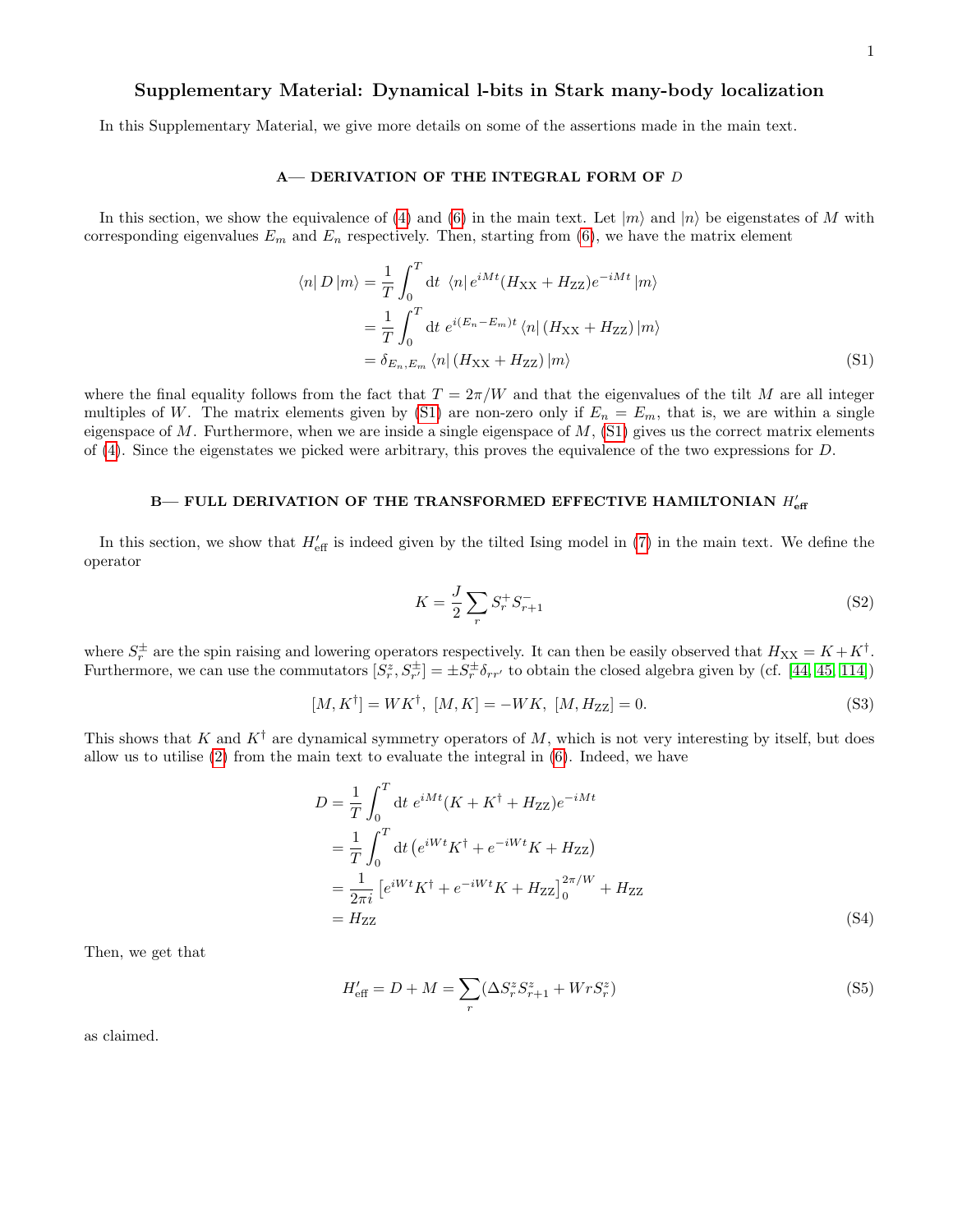# Supplementary Material: Dynamical l-bits in Stark many-body localization

In this Supplementary Material, we give more details on some of the assertions made in the main text.

## A— DERIVATION OF THE INTEGRAL FORM OF $D$

In this section, we show the equivalence of (4) and (6) in the main text. Let $|m\rangle$ and $|n\rangle$ be eigenstates of $M$ with corresponding eigenvalues $E_m$ and $E_n$ respectively. Then, starting from (6), we have the matrix element

$$
\begin{aligned}
\langle n| D |m\rangle &= \frac{1}{T}\int_0^T \mathrm{d}t \;\langle n| e^{iMt}(H_{\mathrm{XX}} + H_{\mathrm{ZZ}})e^{-iMt}|m\rangle \\
&= \frac{1}{T}\int_0^T \mathrm{d}t \; e^{i(E_n - E_m)t}\langle n| (H_{\mathrm{XX}} + H_{\mathrm{ZZ}})|m\rangle \\
&= \delta_{E_n,E_m}\langle n| (H_{\mathrm{XX}} + H_{\mathrm{ZZ}})|m\rangle
\end{aligned}
\tag{S1}
$$

where the final equality follows from the fact that $T = 2\pi/W$ and that the eigenvalues of the tilt $M$ are all integer multiples of $W$. The matrix elements given by (S1) are non-zero only if $E_n = E_m$, that is, we are within a single eigenspace of $M$. Furthermore, when we are inside a single eigenspace of $M$, (S1) gives us the correct matrix elements of (4). Since the eigenstates we picked were arbitrary, this proves the equivalence of the two expressions for $D$.

## B— FULL DERIVATION OF THE TRANSFORMED EFFECTIVE HAMILTONIAN $H'_{\mathrm{eff}}$

In this section, we show that $H'_{\mathrm{eff}}$ is indeed given by the tilted Ising model in (7) in the main text. We define the operator

$$
K = \frac{J}{2}\sum_r S_r^+ S_{r+1}^- \tag{S2}
$$

where $S_r^{\pm}$ are the spin raising and lowering operators respectively. It can then be easily observed that $H_{\mathrm{XX}} = K + K^\dagger$. Furthermore, we can use the commutators $[S_r^z, S_{r'}^{\pm}] = \pm S_r^{\pm}\delta_{rr'}$ to obtain the closed algebra given by (cf. [44, 45, 114])

$$
[M, K^\dagger] = WK^\dagger,\; [M, K] = -WK,\; [M, H_{\mathrm{ZZ}}] = 0. \tag{S3}
$$

This shows that $K$ and $K^\dagger$ are dynamical symmetry operators of $M$, which is not very interesting by itself, but does allow us to utilise (2) from the main text to evaluate the integral in (6). Indeed, we have

$$
\begin{aligned}
D &= \frac{1}{T}\int_0^T \mathrm{d}t \; e^{iMt}(K + K^\dagger + H_{\mathrm{ZZ}})e^{-iMt} \\
&= \frac{1}{T}\int_0^T \mathrm{d}t \left(e^{iWt}K^\dagger + e^{-iWt}K + H_{\mathrm{ZZ}}\right) \\
&= \frac{1}{2\pi i}\left[e^{iWt}K^\dagger + e^{-iWt}K + H_{\mathrm{ZZ}}\right]_0^{2\pi/W} + H_{\mathrm{ZZ}} \\
&= H_{\mathrm{ZZ}}
\end{aligned}
\tag{S4}
$$

Then, we get that

$$
H'_{\mathrm{eff}} = D + M = \sum_r (\Delta S_r^z S_{r+1}^z + WrS_r^z) \tag{S5}
$$

as claimed.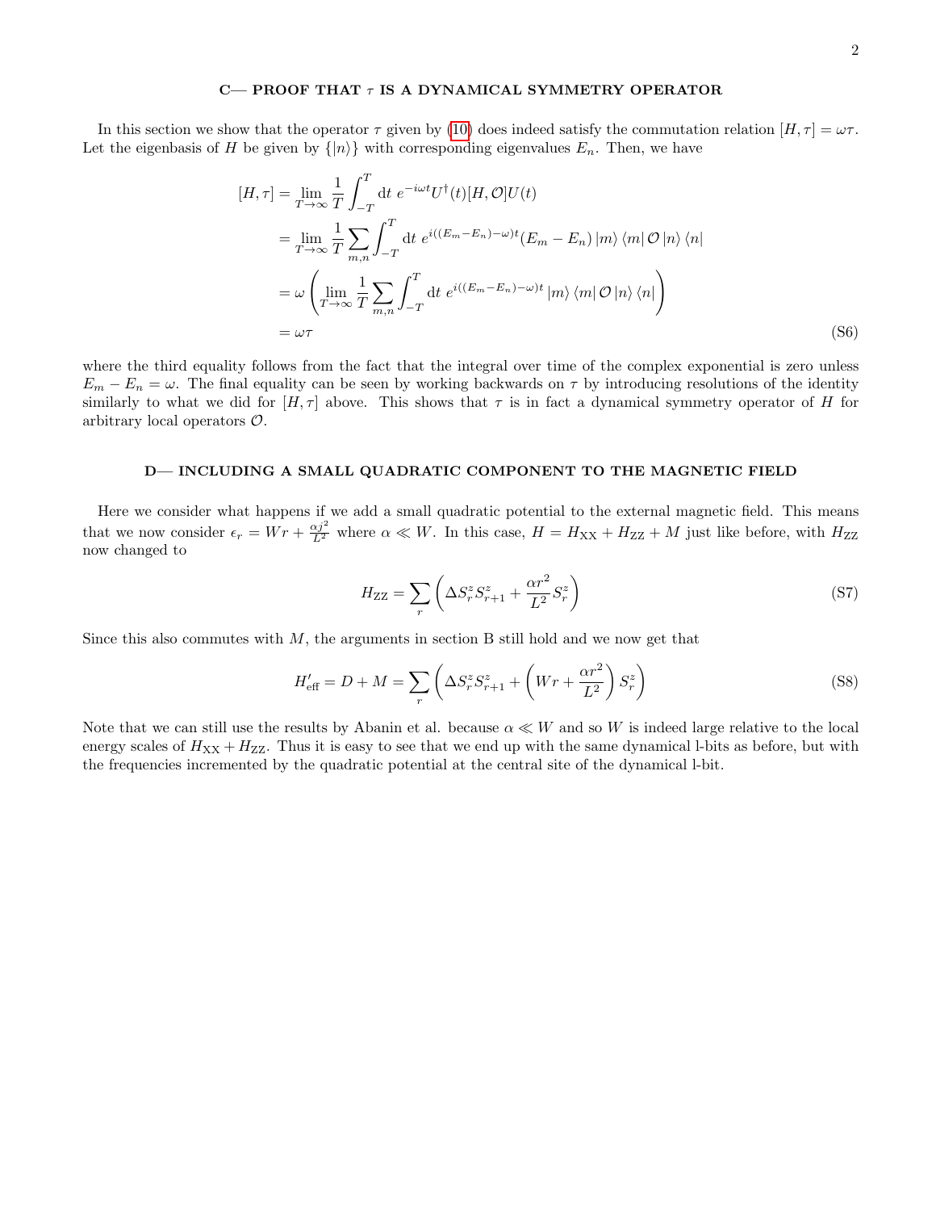### C— PROOF THAT $\tau$ IS A DYNAMICAL SYMMETRY OPERATOR

In this section we show that the operator $\tau$ given by (10) does indeed satisfy the commutation relation $[H, \tau] = \omega\tau$. Let the eigenbasis of $H$ be given by $\{|n\rangle\}$ with corresponding eigenvalues $E_n$. Then, we have

$$
\begin{aligned}
[H, \tau] &= \lim_{T\to\infty} \frac{1}{T} \int_{-T}^{T} \mathrm{d}t \; e^{-i\omega t} U^\dagger(t) [H, \mathcal{O}] U(t) \\
&= \lim_{T\to\infty} \frac{1}{T} \sum_{m,n} \int_{-T}^{T} \mathrm{d}t \; e^{i((E_m - E_n) - \omega)t} (E_m - E_n) \left|m\right\rangle \left\langle m\right| \mathcal{O} \left|n\right\rangle \left\langle n\right| \\
&= \omega \left( \lim_{T\to\infty} \frac{1}{T} \sum_{m,n} \int_{-T}^{T} \mathrm{d}t \; e^{i((E_m - E_n) - \omega)t} \left|m\right\rangle \left\langle m\right| \mathcal{O} \left|n\right\rangle \left\langle n\right| \right) \\
&= \omega\tau
\end{aligned}
\tag{S6}
$$

where the third equality follows from the fact that the integral over time of the complex exponential is zero unless $E_m - E_n = \omega$. The final equality can be seen by working backwards on $\tau$ by introducing resolutions of the identity similarly to what we did for $[H, \tau]$ above. This shows that $\tau$ is in fact a dynamical symmetry operator of $H$ for arbitrary local operators $\mathcal{O}$.

### D— INCLUDING A SMALL QUADRATIC COMPONENT TO THE MAGNETIC FIELD

Here we consider what happens if we add a small quadratic potential to the external magnetic field. This means that we now consider $\epsilon_r = Wr + \frac{\alpha j^2}{L^2}$ where $\alpha \ll W$. In this case, $H = H_{\mathrm{XX}} + H_{\mathrm{ZZ}} + M$ just like before, with $H_{\mathrm{ZZ}}$ now changed to

$$
H_{\mathrm{ZZ}} = \sum_r \left( \Delta S_r^z S_{r+1}^z + \frac{\alpha r^2}{L^2} S_r^z \right)
\tag{S7}
$$

Since this also commutes with $M$, the arguments in section B still hold and we now get that

$$
H'_{\mathrm{eff}} = D + M = \sum_r \left( \Delta S_r^z S_{r+1}^z + \left( Wr + \frac{\alpha r^2}{L^2} \right) S_r^z \right)
\tag{S8}
$$

Note that we can still use the results by Abanin et al. because $\alpha \ll W$ and so $W$ is indeed large relative to the local energy scales of $H_{\mathrm{XX}} + H_{\mathrm{ZZ}}$. Thus it is easy to see that we end up with the same dynamical l-bits as before, but with the frequencies incremented by the quadratic potential at the central site of the dynamical l-bit.